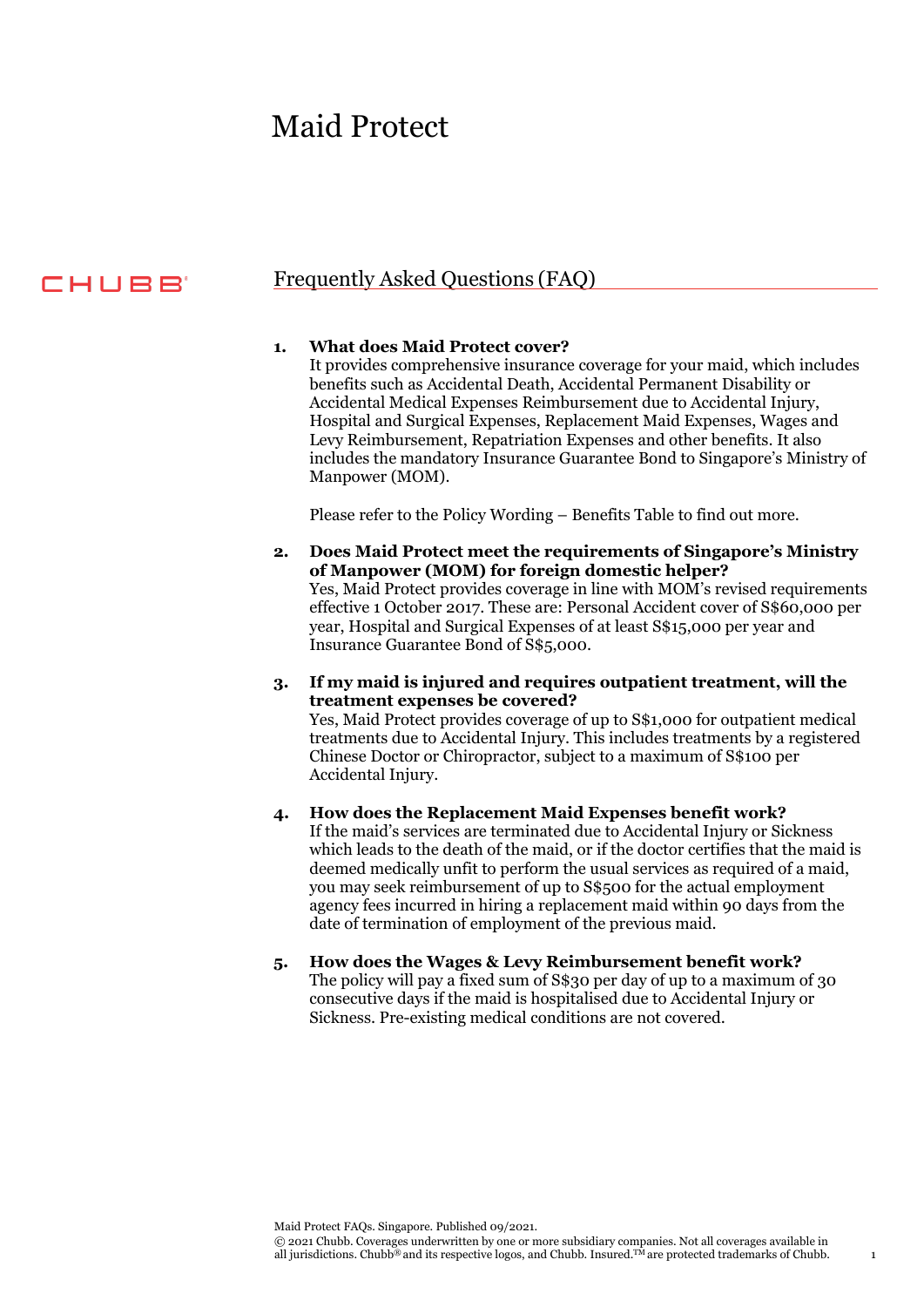# Maid Protect

CHUBB

## Frequently Asked Questions (FAQ)

1. **What does Maid Protect cover?**
   It provides comprehensive insurance coverage for your maid, which includes benefits such as Accidental Death, Accidental Permanent Disability or Accidental Medical Expenses Reimbursement due to Accidental Injury, Hospital and Surgical Expenses, Replacement Maid Expenses, Wages and Levy Reimbursement, Repatriation Expenses and other benefits. It also includes the mandatory Insurance Guarantee Bond to Singapore's Ministry of Manpower (MOM).

   Please refer to the Policy Wording – Benefits Table to find out more.

2. **Does Maid Protect meet the requirements of Singapore's Ministry of Manpower (MOM) for foreign domestic helper?**
   Yes, Maid Protect provides coverage in line with MOM's revised requirements effective 1 October 2017. These are: Personal Accident cover of S$60,000 per year, Hospital and Surgical Expenses of at least S$15,000 per year and Insurance Guarantee Bond of S$5,000.

3. **If my maid is injured and requires outpatient treatment, will the treatment expenses be covered?**
   Yes, Maid Protect provides coverage of up to S$1,000 for outpatient medical treatments due to Accidental Injury. This includes treatments by a registered Chinese Doctor or Chiropractor, subject to a maximum of S$100 per Accidental Injury.

4. **How does the Replacement Maid Expenses benefit work?**
   If the maid's services are terminated due to Accidental Injury or Sickness which leads to the death of the maid, or if the doctor certifies that the maid is deemed medically unfit to perform the usual services as required of a maid, you may seek reimbursement of up to S$500 for the actual employment agency fees incurred in hiring a replacement maid within 90 days from the date of termination of employment of the previous maid.

5. **How does the Wages & Levy Reimbursement benefit work?**
   The policy will pay a fixed sum of S$30 per day of up to a maximum of 30 consecutive days if the maid is hospitalised due to Accidental Injury or Sickness. Pre-existing medical conditions are not covered.

Maid Protect FAQs. Singapore. Published 09/2021.
© 2021 Chubb. Coverages underwritten by one or more subsidiary companies. Not all coverages available in all jurisdictions. Chubb® and its respective logos, and Chubb. Insured.™ are protected trademarks of Chubb.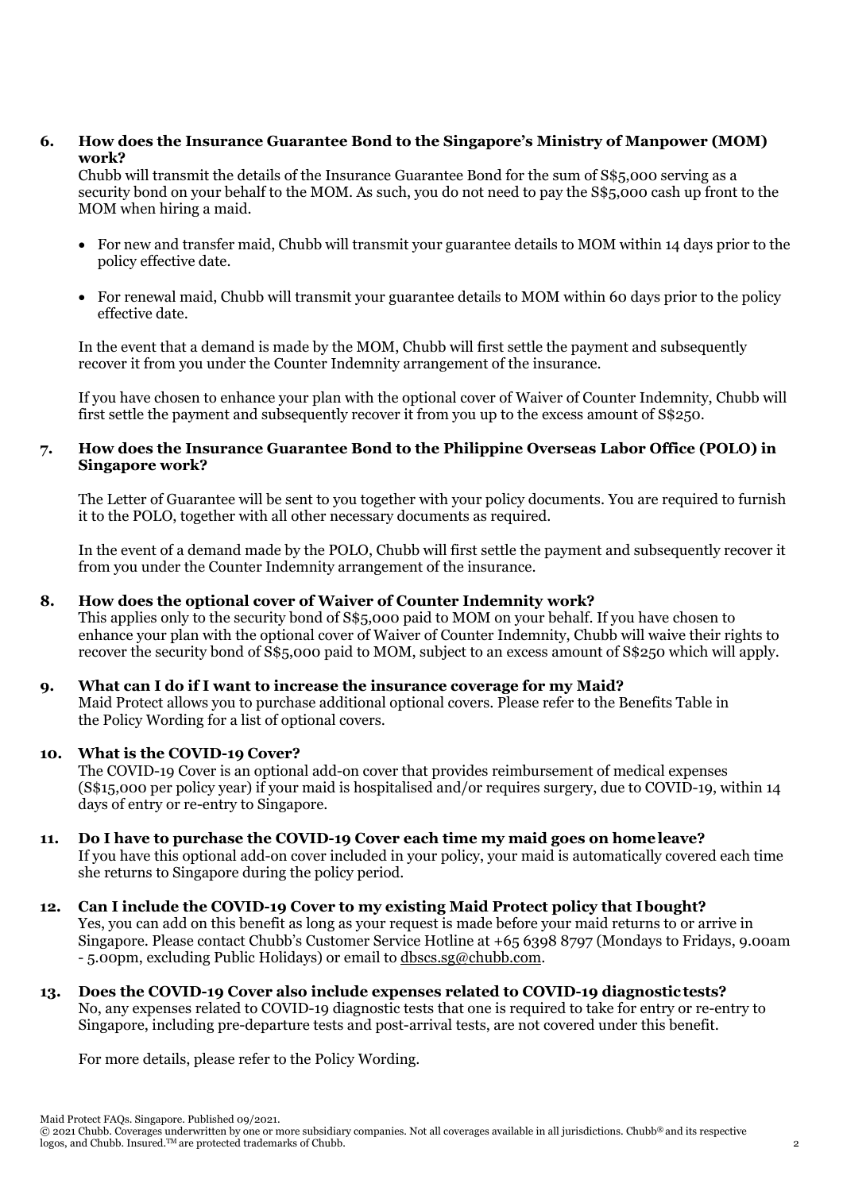**6. How does the Insurance Guarantee Bond to the Singapore's Ministry of Manpower (MOM) work?**

Chubb will transmit the details of the Insurance Guarantee Bond for the sum of S$5,000 serving as a security bond on your behalf to the MOM. As such, you do not need to pay the S$5,000 cash up front to the MOM when hiring a maid.

- For new and transfer maid, Chubb will transmit your guarantee details to MOM within 14 days prior to the policy effective date.
- For renewal maid, Chubb will transmit your guarantee details to MOM within 60 days prior to the policy effective date.

In the event that a demand is made by the MOM, Chubb will first settle the payment and subsequently recover it from you under the Counter Indemnity arrangement of the insurance.

If you have chosen to enhance your plan with the optional cover of Waiver of Counter Indemnity, Chubb will first settle the payment and subsequently recover it from you up to the excess amount of S$250.

**7. How does the Insurance Guarantee Bond to the Philippine Overseas Labor Office (POLO) in Singapore work?**

The Letter of Guarantee will be sent to you together with your policy documents. You are required to furnish it to the POLO, together with all other necessary documents as required.

In the event of a demand made by the POLO, Chubb will first settle the payment and subsequently recover it from you under the Counter Indemnity arrangement of the insurance.

**8. How does the optional cover of Waiver of Counter Indemnity work?**

This applies only to the security bond of S$5,000 paid to MOM on your behalf. If you have chosen to enhance your plan with the optional cover of Waiver of Counter Indemnity, Chubb will waive their rights to recover the security bond of S$5,000 paid to MOM, subject to an excess amount of S$250 which will apply.

**9. What can I do if I want to increase the insurance coverage for my Maid?**

Maid Protect allows you to purchase additional optional covers. Please refer to the Benefits Table in the Policy Wording for a list of optional covers.

**10. What is the COVID-19 Cover?**

The COVID-19 Cover is an optional add-on cover that provides reimbursement of medical expenses (S$15,000 per policy year) if your maid is hospitalised and/or requires surgery, due to COVID-19, within 14 days of entry or re-entry to Singapore.

**11. Do I have to purchase the COVID-19 Cover each time my maid goes on home leave?**

If you have this optional add-on cover included in your policy, your maid is automatically covered each time she returns to Singapore during the policy period.

**12. Can I include the COVID-19 Cover to my existing Maid Protect policy that I bought?**

Yes, you can add on this benefit as long as your request is made before your maid returns to or arrive in Singapore. Please contact Chubb's Customer Service Hotline at +65 6398 8797 (Mondays to Fridays, 9.00am - 5.00pm, excluding Public Holidays) or email to dbscs.sg@chubb.com.

**13. Does the COVID-19 Cover also include expenses related to COVID-19 diagnostic tests?**

No, any expenses related to COVID-19 diagnostic tests that one is required to take for entry or re-entry to Singapore, including pre-departure tests and post-arrival tests, are not covered under this benefit.

For more details, please refer to the Policy Wording.

Maid Protect FAQs. Singapore. Published 09/2021.
© 2021 Chubb. Coverages underwritten by one or more subsidiary companies. Not all coverages available in all jurisdictions. Chubb® and its respective logos, and Chubb. Insured.™ are protected trademarks of Chubb.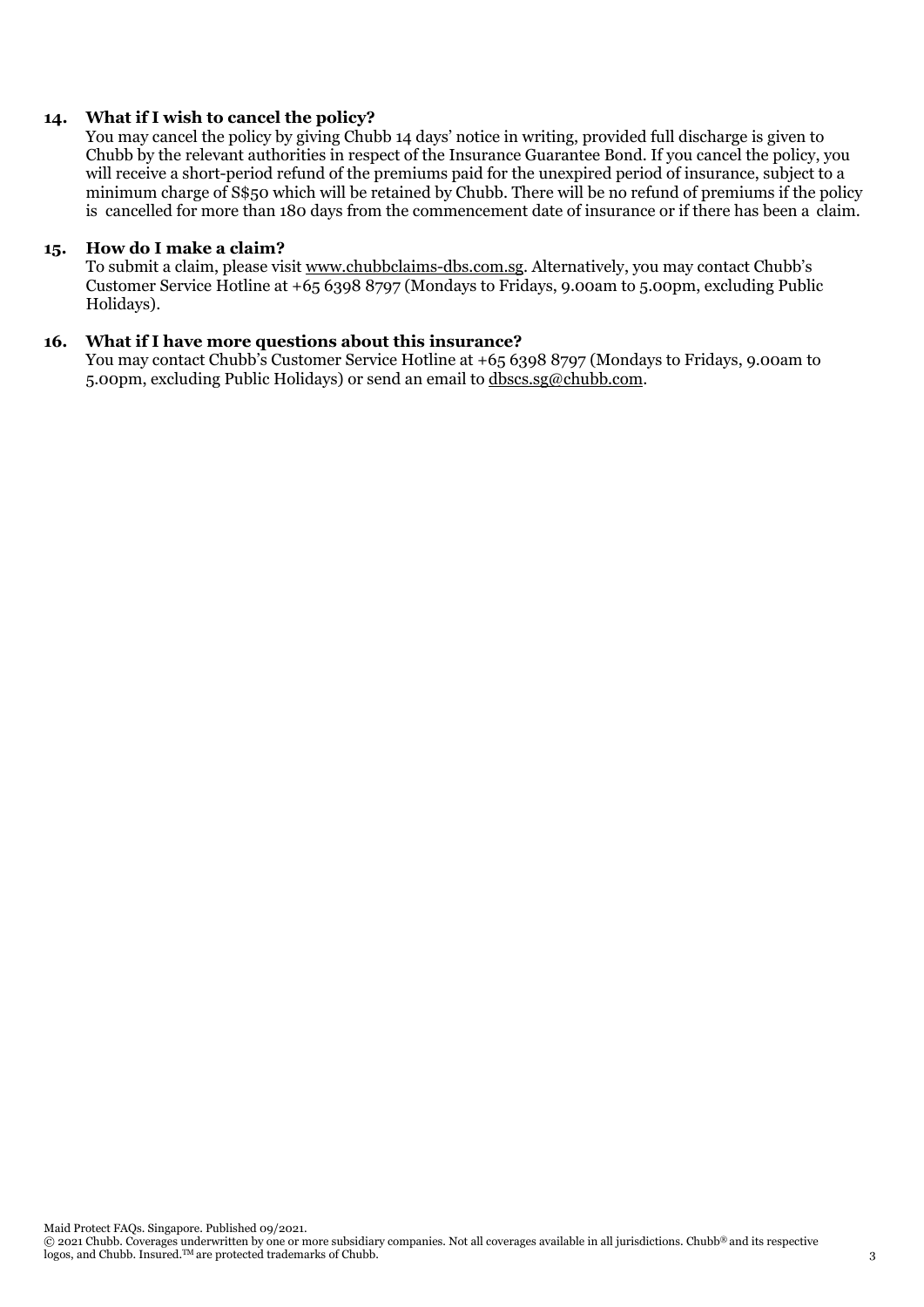**14. What if I wish to cancel the policy?**

You may cancel the policy by giving Chubb 14 days' notice in writing, provided full discharge is given to Chubb by the relevant authorities in respect of the Insurance Guarantee Bond. If you cancel the policy, you will receive a short-period refund of the premiums paid for the unexpired period of insurance, subject to a minimum charge of S$50 which will be retained by Chubb. There will be no refund of premiums if the policy is cancelled for more than 180 days from the commencement date of insurance or if there has been a claim.

**15. How do I make a claim?**

To submit a claim, please visit www.chubbclaims-dbs.com.sg. Alternatively, you may contact Chubb's Customer Service Hotline at +65 6398 8797 (Mondays to Fridays, 9.00am to 5.00pm, excluding Public Holidays).

**16. What if I have more questions about this insurance?**

You may contact Chubb's Customer Service Hotline at +65 6398 8797 (Mondays to Fridays, 9.00am to 5.00pm, excluding Public Holidays) or send an email to dbscs.sg@chubb.com.

Maid Protect FAQs. Singapore. Published 09/2021.

© 2021 Chubb. Coverages underwritten by one or more subsidiary companies. Not all coverages available in all jurisdictions. Chubb® and its respective logos, and Chubb. Insured.™ are protected trademarks of Chubb.